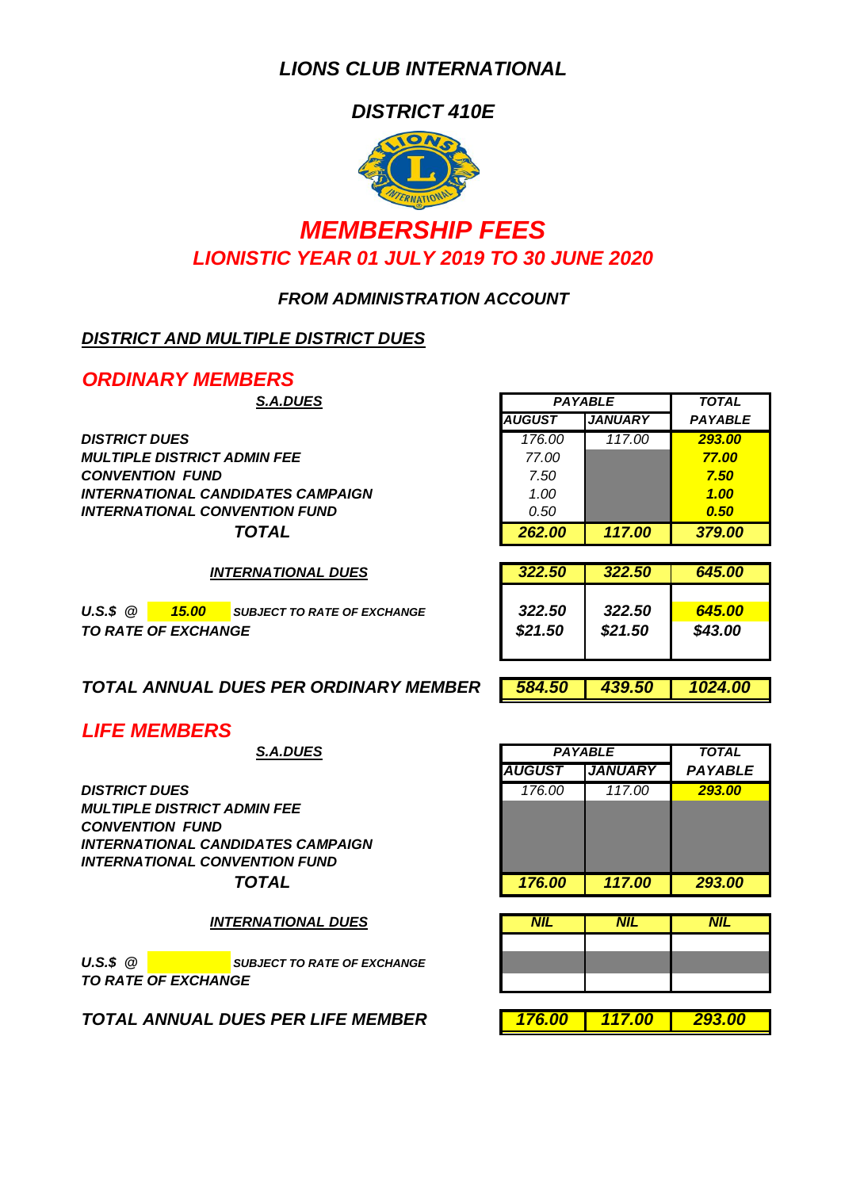# *LIONS CLUB INTERNATIONAL*

## *DISTRICT 410E*

# *MEMBERSHIP FEES*

## *LIONISTIC YEAR 01 JULY 2019 TO 30 JUNE 2020*

### *FROM ADMINISTRATION ACCOUNT*

### *DISTRICT AND MULTIPLE DISTRICT DUES*

## *ORDINARY MEMBERS*

| *S.A.DUES* | *PAYABLE* | | *TOTAL* |
|---|---|---|---|
| | *AUGUST* | *JANUARY* | *PAYABLE* |
| *DISTRICT DUES* | 176.00 | 117.00 | 293.00 |
| *MULTIPLE DISTRICT ADMIN FEE* | 77.00 | | 77.00 |
| *CONVENTION FUND* | 7.50 | | 7.50 |
| *INTERNATIONAL CANDIDATES CAMPAIGN* | 1.00 | | 1.00 |
| *INTERNATIONAL CONVENTION FUND* | 0.50 | | 0.50 |
| *TOTAL* | 262.00 | 117.00 | 379.00 |
| *INTERNATIONAL DUES* | 322.50 | 322.50 | 645.00 |
| *U.S.$ @ 15.00 SUBJECT TO RATE OF EXCHANGE* | 322.50 | 322.50 | 645.00 |
| *TO RATE OF EXCHANGE* | $21.50 | $21.50 | $43.00 |
| *TOTAL ANNUAL DUES PER ORDINARY MEMBER* | 584.50 | 439.50 | 1024.00 |

## *LIFE MEMBERS*

| *S.A.DUES* | *PAYABLE* | | *TOTAL* |
|---|---|---|---|
| | *AUGUST* | *JANUARY* | *PAYABLE* |
| *DISTRICT DUES* | 176.00 | 117.00 | 293.00 |
| *MULTIPLE DISTRICT ADMIN FEE* | | | |
| *CONVENTION FUND* | | | |
| *INTERNATIONAL CANDIDATES CAMPAIGN* | | | |
| *INTERNATIONAL CONVENTION FUND* | | | |
| *TOTAL* | 176.00 | 117.00 | 293.00 |
| *INTERNATIONAL DUES* | NIL | NIL | NIL |
| *U.S.$ @ SUBJECT TO RATE OF EXCHANGE* | | | |
| *TO RATE OF EXCHANGE* | | | |
| *TOTAL ANNUAL DUES PER LIFE MEMBER* | 176.00 | 117.00 | 293.00 |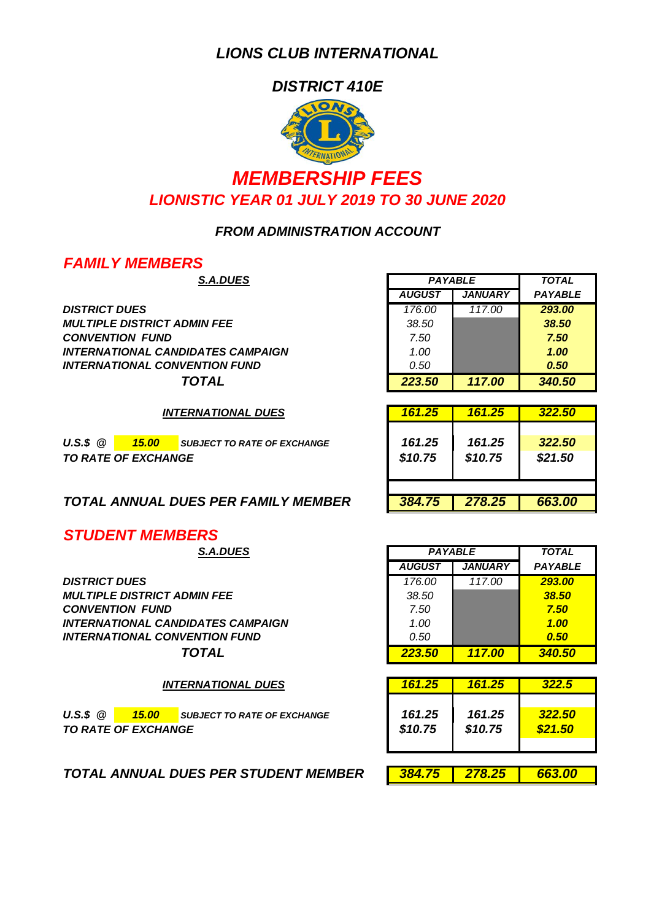# *LIONS CLUB INTERNATIONAL*

## *DISTRICT 410E*

# *MEMBERSHIP FEES*

## *LIONISTIC YEAR 01 JULY 2019 TO 30 JUNE 2020*

### *FROM ADMINISTRATION ACCOUNT*

## *FAMILY MEMBERS*

| ***S.A.DUES*** | *PAYABLE* | | *TOTAL* |
|---|---|---|---|
| | *AUGUST* | *JANUARY* | *PAYABLE* |
| ***DISTRICT DUES*** | *176.00* | *117.00* | ***293.00*** |
| ***MULTIPLE DISTRICT ADMIN FEE*** | *38.50* | | ***38.50*** |
| ***CONVENTION FUND*** | *7.50* | | ***7.50*** |
| ***INTERNATIONAL CANDIDATES CAMPAIGN*** | *1.00* | | ***1.00*** |
| ***INTERNATIONAL CONVENTION FUND*** | *0.50* | | ***0.50*** |
| ***TOTAL*** | ***223.50*** | ***117.00*** | ***340.50*** |

| ***INTERNATIONAL DUES*** | ***161.25*** | ***161.25*** | ***322.50*** |
|---|---|---|---|
| ***U.S.$ @ 15.00 SUBJECT TO RATE OF EXCHANGE TO RATE OF EXCHANGE*** | ***161.25*** | ***161.25*** | ***322.50*** |
| | ***$10.75*** | ***$10.75*** | ***$21.50*** |
| ***TOTAL ANNUAL DUES PER FAMILY MEMBER*** | ***384.75*** | ***278.25*** | ***663.00*** |

## *STUDENT MEMBERS*

| ***S.A.DUES*** | *PAYABLE* | | *TOTAL* |
|---|---|---|---|
| | *AUGUST* | *JANUARY* | *PAYABLE* |
| ***DISTRICT DUES*** | *176.00* | *117.00* | ***293.00*** |
| ***MULTIPLE DISTRICT ADMIN FEE*** | *38.50* | | ***38.50*** |
| ***CONVENTION FUND*** | *7.50* | | ***7.50*** |
| ***INTERNATIONAL CANDIDATES CAMPAIGN*** | *1.00* | | ***1.00*** |
| ***INTERNATIONAL CONVENTION FUND*** | *0.50* | | ***0.50*** |
| ***TOTAL*** | ***223.50*** | ***117.00*** | ***340.50*** |

| ***INTERNATIONAL DUES*** | ***161.25*** | ***161.25*** | ***322.5*** |
|---|---|---|---|
| ***U.S.$ @ 15.00 SUBJECT TO RATE OF EXCHANGE TO RATE OF EXCHANGE*** | ***161.25*** | ***161.25*** | ***322.50*** |
| | ***$10.75*** | ***$10.75*** | ***$21.50*** |
| ***TOTAL ANNUAL DUES PER STUDENT MEMBER*** | ***384.75*** | ***278.25*** | ***663.00*** |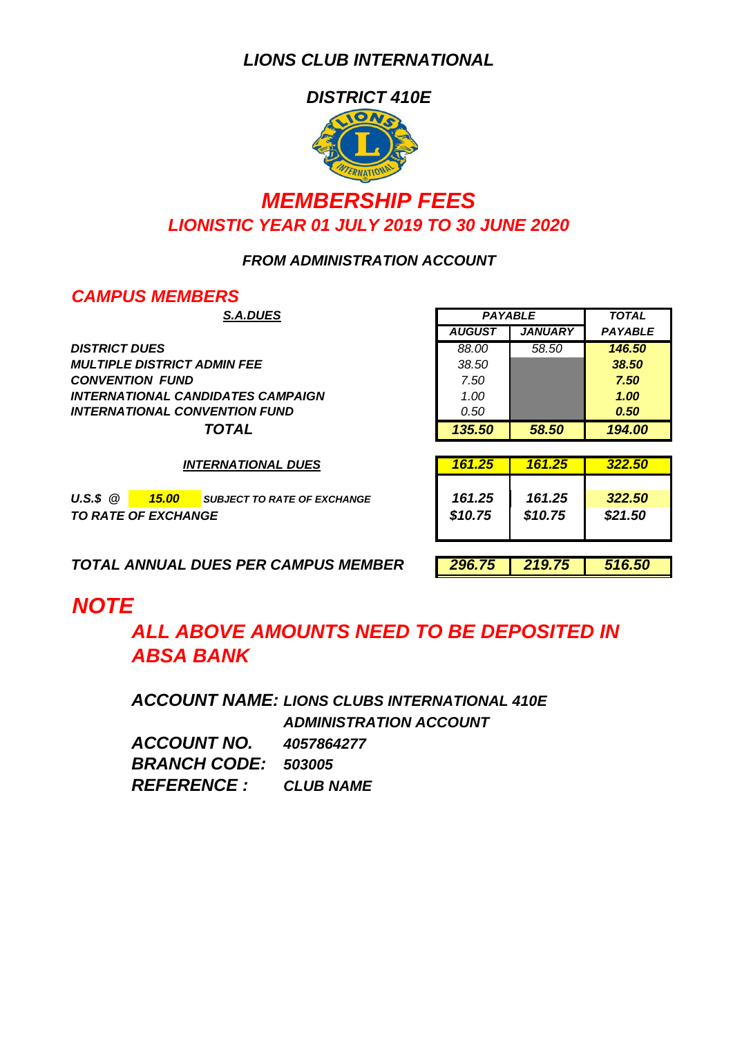# LIONS CLUB INTERNATIONAL

## DISTRICT 410E

# MEMBERSHIP FEES

## LIONISTIC YEAR 01 JULY 2019 TO 30 JUNE 2020

### FROM ADMINISTRATION ACCOUNT

## CAMPUS MEMBERS

| S.A.DUES | PAYABLE | | TOTAL |
|---|---|---|---|
| | AUGUST | JANUARY | PAYABLE |
| DISTRICT DUES | 88.00 | 58.50 | 146.50 |
| MULTIPLE DISTRICT ADMIN FEE | 38.50 | | 38.50 |
| CONVENTION FUND | 7.50 | | 7.50 |
| INTERNATIONAL CANDIDATES CAMPAIGN | 1.00 | | 1.00 |
| INTERNATIONAL CONVENTION FUND | 0.50 | | 0.50 |
| TOTAL | 135.50 | 58.50 | 194.00 |
| INTERNATIONAL DUES | 161.25 | 161.25 | 322.50 |
| U.S.$ @ 15.00 SUBJECT TO RATE OF EXCHANGE TO RATE OF EXCHANGE | 161.25<br>$10.75 | 161.25<br>$10.75 | 322.50<br>$21.50 |
| TOTAL ANNUAL DUES PER CAMPUS MEMBER | 296.75 | 219.75 | 516.50 |

# NOTE

## ALL ABOVE AMOUNTS NEED TO BE DEPOSITED IN ABSA BANK

**ACCOUNT NAME:** LIONS CLUBS INTERNATIONAL 410E ADMINISTRATION ACCOUNT
**ACCOUNT NO.** 4057864277
**BRANCH CODE:** 503005
**REFERENCE :** CLUB NAME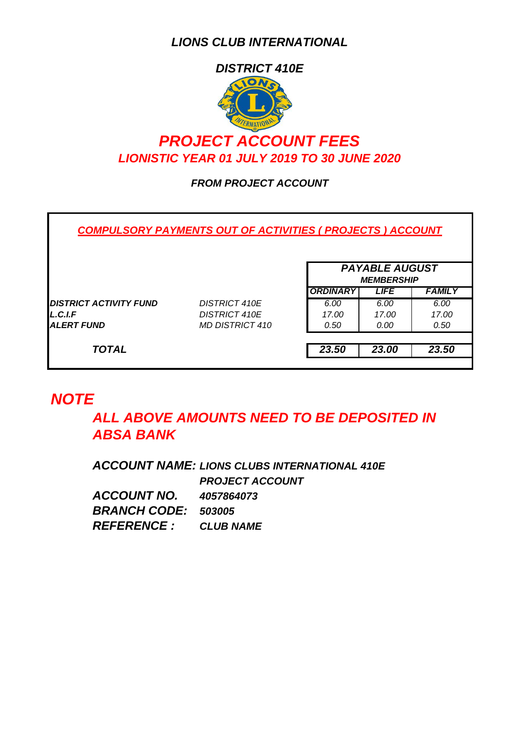# *LIONS CLUB INTERNATIONAL*

## *DISTRICT 410E*

# *PROJECT ACCOUNT FEES*

## *LIONISTIC YEAR 01 JULY 2019 TO 30 JUNE 2020*

***FROM PROJECT ACCOUNT***

***COMPULSORY PAYMENTS OUT OF ACTIVITIES ( PROJECTS ) ACCOUNT***

| | | PAYABLE AUGUST MEMBERSHIP | | |
|---|---|---|---|---|
| | | **ORDINARY** | **LIFE** | **FAMILY** |
| **DISTRICT ACTIVITY FUND** | DISTRICT 410E | 6.00 | 6.00 | 6.00 |
| **L.C.I.F** | DISTRICT 410E | 17.00 | 17.00 | 17.00 |
| **ALERT FUND** | MD DISTRICT 410 | 0.50 | 0.00 | 0.50 |
| **TOTAL** | | **23.50** | **23.00** | **23.50** |

# *NOTE*

## *ALL ABOVE AMOUNTS NEED TO BE DEPOSITED IN ABSA BANK*

***ACCOUNT NAME:*** ***LIONS CLUBS INTERNATIONAL 410E PROJECT ACCOUNT***
***ACCOUNT NO.*** ***4057864073***
***BRANCH CODE:*** ***503005***
***REFERENCE :*** ***CLUB NAME***